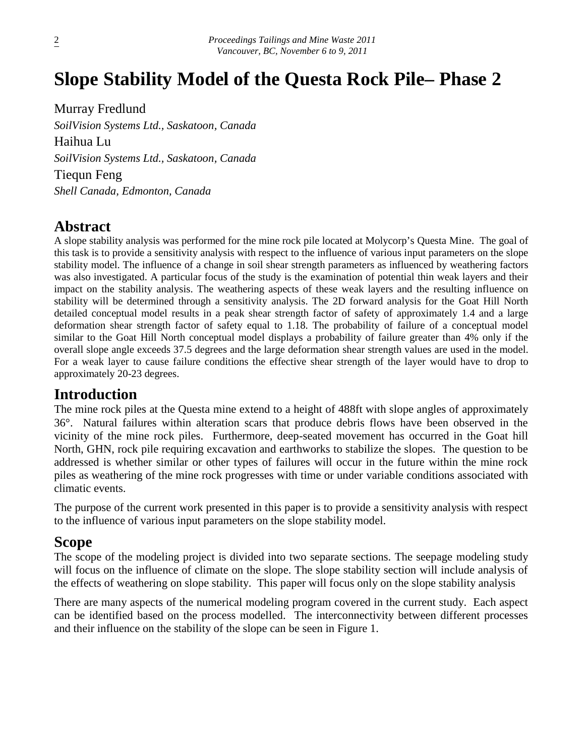# Slope Stability Model of the Questa Rock Pile– Phase 2

Murray Fredlund
*SoilVision Systems Ltd., Saskatoon, Canada*
Haihua Lu
*SoilVision Systems Ltd., Saskatoon, Canada*
Tiequn Feng
*Shell Canada, Edmonton, Canada*

## Abstract

A slope stability analysis was performed for the mine rock pile located at Molycorp's Questa Mine. The goal of this task is to provide a sensitivity analysis with respect to the influence of various input parameters on the slope stability model. The influence of a change in soil shear strength parameters as influenced by weathering factors was also investigated. A particular focus of the study is the examination of potential thin weak layers and their impact on the stability analysis. The weathering aspects of these weak layers and the resulting influence on stability will be determined through a sensitivity analysis. The 2D forward analysis for the Goat Hill North detailed conceptual model results in a peak shear strength factor of safety of approximately 1.4 and a large deformation shear strength factor of safety equal to 1.18. The probability of failure of a conceptual model similar to the Goat Hill North conceptual model displays a probability of failure greater than 4% only if the overall slope angle exceeds 37.5 degrees and the large deformation shear strength values are used in the model. For a weak layer to cause failure conditions the effective shear strength of the layer would have to drop to approximately 20-23 degrees.

## Introduction

The mine rock piles at the Questa mine extend to a height of 488ft with slope angles of approximately 36°. Natural failures within alteration scars that produce debris flows have been observed in the vicinity of the mine rock piles. Furthermore, deep-seated movement has occurred in the Goat hill North, GHN, rock pile requiring excavation and earthworks to stabilize the slopes. The question to be addressed is whether similar or other types of failures will occur in the future within the mine rock piles as weathering of the mine rock progresses with time or under variable conditions associated with climatic events.

The purpose of the current work presented in this paper is to provide a sensitivity analysis with respect to the influence of various input parameters on the slope stability model.

## Scope

The scope of the modeling project is divided into two separate sections. The seepage modeling study will focus on the influence of climate on the slope. The slope stability section will include analysis of the effects of weathering on slope stability. This paper will focus only on the slope stability analysis

There are many aspects of the numerical modeling program covered in the current study. Each aspect can be identified based on the process modelled. The interconnectivity between different processes and their influence on the stability of the slope can be seen in Figure 1.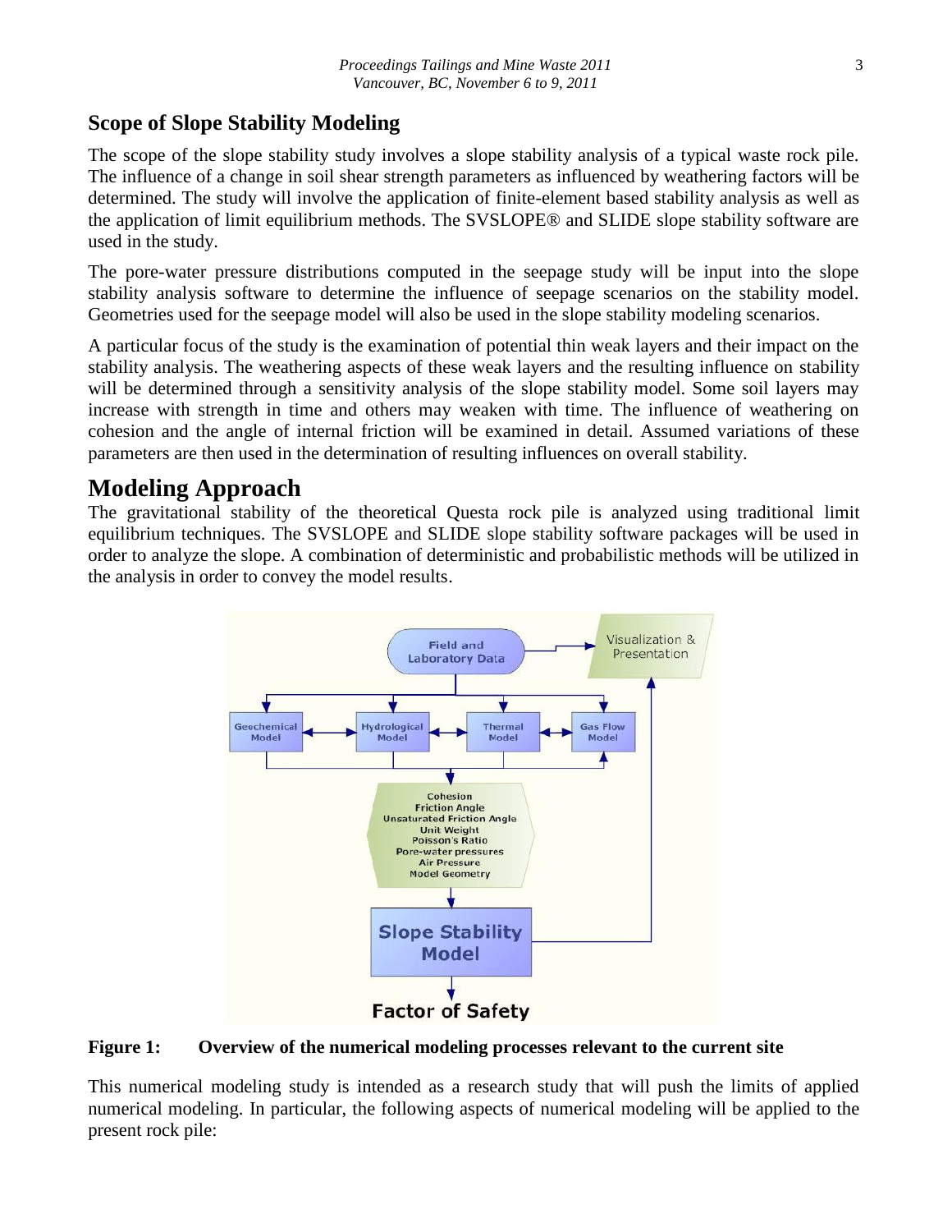## Scope of Slope Stability Modeling

The scope of the slope stability study involves a slope stability analysis of a typical waste rock pile. The influence of a change in soil shear strength parameters as influenced by weathering factors will be determined. The study will involve the application of finite-element based stability analysis as well as the application of limit equilibrium methods. The SVSLOPE® and SLIDE slope stability software are used in the study.

The pore-water pressure distributions computed in the seepage study will be input into the slope stability analysis software to determine the influence of seepage scenarios on the stability model. Geometries used for the seepage model will also be used in the slope stability modeling scenarios.

A particular focus of the study is the examination of potential thin weak layers and their impact on the stability analysis. The weathering aspects of these weak layers and the resulting influence on stability will be determined through a sensitivity analysis of the slope stability model. Some soil layers may increase with strength in time and others may weaken with time. The influence of weathering on cohesion and the angle of internal friction will be examined in detail. Assumed variations of these parameters are then used in the determination of resulting influences on overall stability.

# Modeling Approach

The gravitational stability of the theoretical Questa rock pile is analyzed using traditional limit equilibrium techniques. The SVSLOPE and SLIDE slope stability software packages will be used in order to analyze the slope. A combination of deterministic and probabilistic methods will be utilized in the analysis in order to convey the model results.

**Figure 1: Overview of the numerical modeling processes relevant to the current site**

This numerical modeling study is intended as a research study that will push the limits of applied numerical modeling. In particular, the following aspects of numerical modeling will be applied to the present rock pile: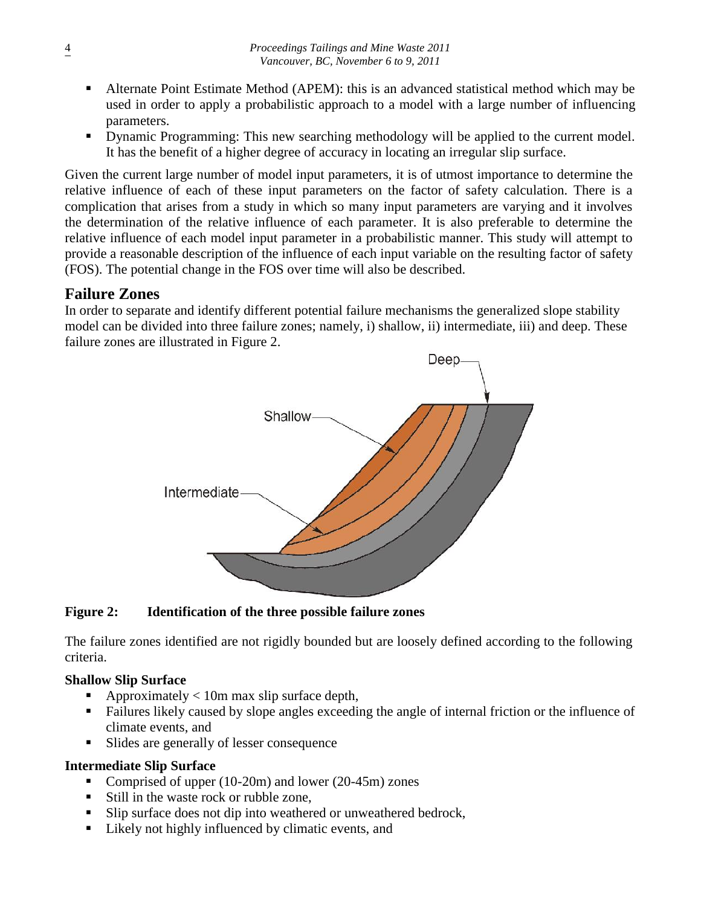- Alternate Point Estimate Method (APEM): this is an advanced statistical method which may be used in order to apply a probabilistic approach to a model with a large number of influencing parameters.
- Dynamic Programming: This new searching methodology will be applied to the current model. It has the benefit of a higher degree of accuracy in locating an irregular slip surface.

Given the current large number of model input parameters, it is of utmost importance to determine the relative influence of each of these input parameters on the factor of safety calculation. There is a complication that arises from a study in which so many input parameters are varying and it involves the determination of the relative influence of each parameter. It is also preferable to determine the relative influence of each model input parameter in a probabilistic manner. This study will attempt to provide a reasonable description of the influence of each input variable on the resulting factor of safety (FOS). The potential change in the FOS over time will also be described.

## Failure Zones

In order to separate and identify different potential failure mechanisms the generalized slope stability model can be divided into three failure zones; namely, i) shallow, ii) intermediate, iii) and deep. These failure zones are illustrated in Figure 2.

**Figure 2: Identification of the three possible failure zones**

The failure zones identified are not rigidly bounded but are loosely defined according to the following criteria.

### Shallow Slip Surface

- Approximately < 10m max slip surface depth,
- Failures likely caused by slope angles exceeding the angle of internal friction or the influence of climate events, and
- Slides are generally of lesser consequence

### Intermediate Slip Surface

- Comprised of upper (10-20m) and lower (20-45m) zones
- Still in the waste rock or rubble zone,
- Slip surface does not dip into weathered or unweathered bedrock,
- Likely not highly influenced by climatic events, and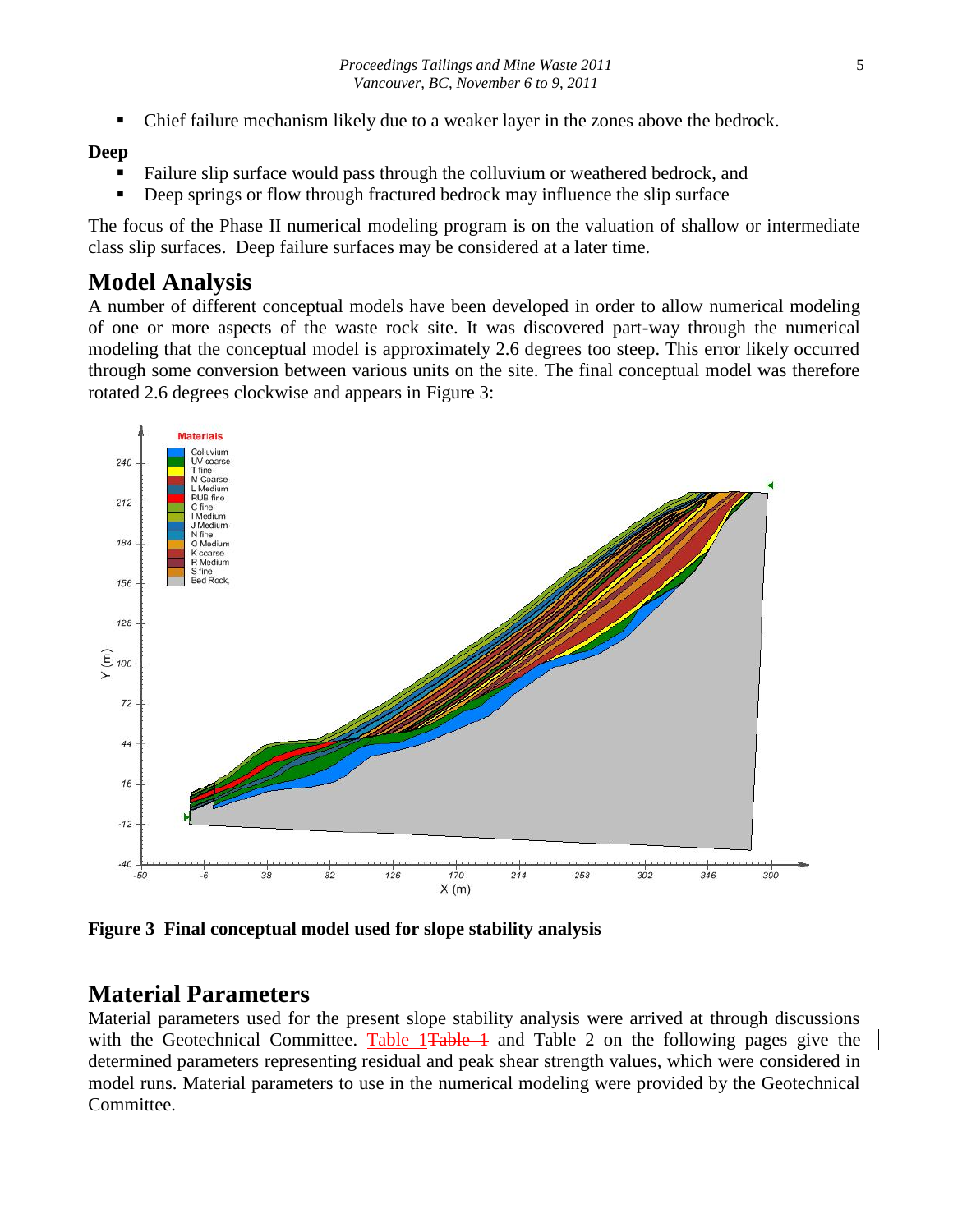- Chief failure mechanism likely due to a weaker layer in the zones above the bedrock.

**Deep**

- Failure slip surface would pass through the colluvium or weathered bedrock, and
- Deep springs or flow through fractured bedrock may influence the slip surface

The focus of the Phase II numerical modeling program is on the valuation of shallow or intermediate class slip surfaces. Deep failure surfaces may be considered at a later time.

# Model Analysis

A number of different conceptual models have been developed in order to allow numerical modeling of one or more aspects of the waste rock site. It was discovered part-way through the numerical modeling that the conceptual model is approximately 2.6 degrees too steep. This error likely occurred through some conversion between various units on the site. The final conceptual model was therefore rotated 2.6 degrees clockwise and appears in Figure 3:

**Figure 3 Final conceptual model used for slope stability analysis**

# Material Parameters

Material parameters used for the present slope stability analysis were arrived at through discussions with the Geotechnical Committee. Table 1~~Table 1~~ and Table 2 on the following pages give the determined parameters representing residual and peak shear strength values, which were considered in model runs. Material parameters to use in the numerical modeling were provided by the Geotechnical Committee.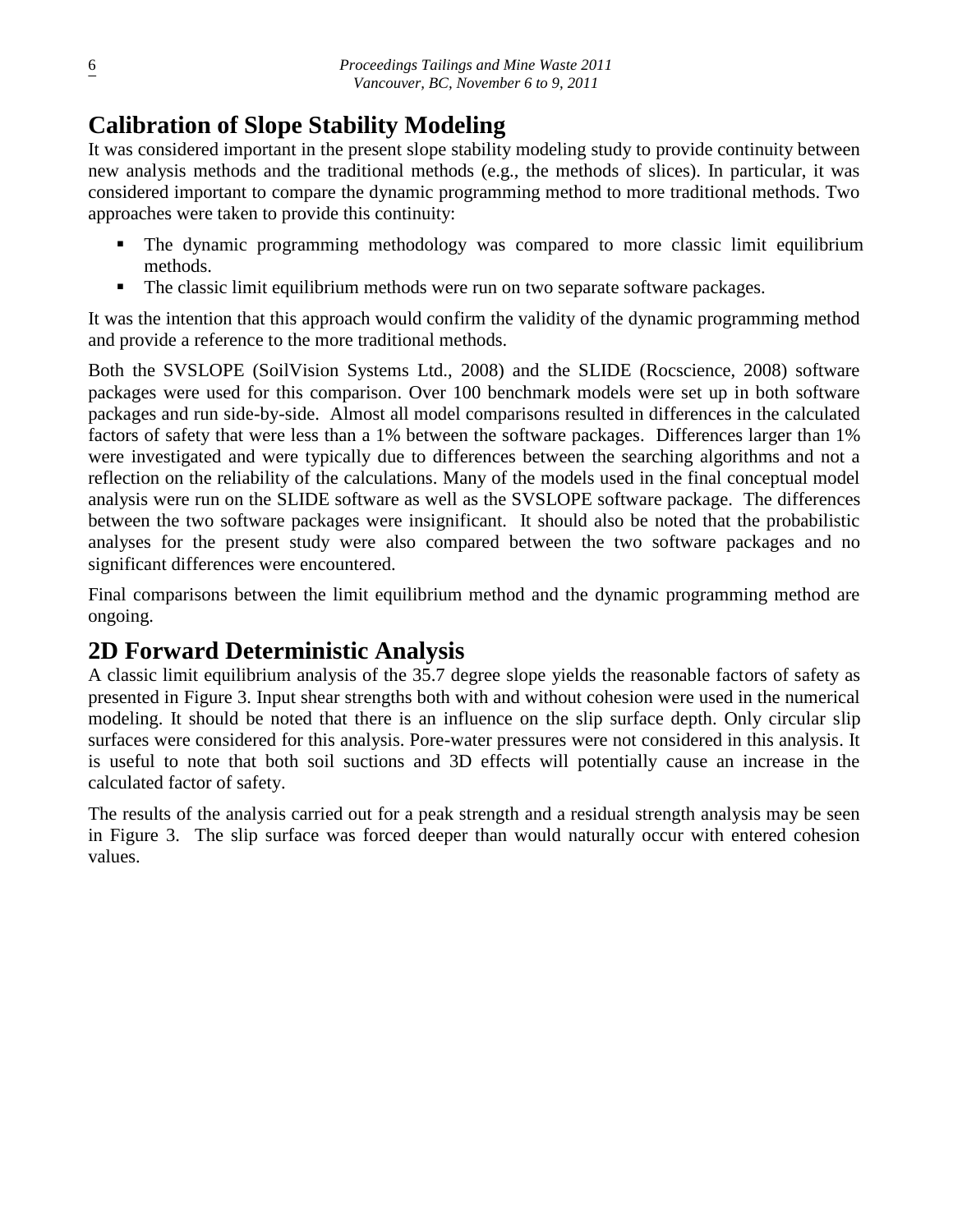## Calibration of Slope Stability Modeling

It was considered important in the present slope stability modeling study to provide continuity between new analysis methods and the traditional methods (e.g., the methods of slices). In particular, it was considered important to compare the dynamic programming method to more traditional methods. Two approaches were taken to provide this continuity:

- The dynamic programming methodology was compared to more classic limit equilibrium methods.
- The classic limit equilibrium methods were run on two separate software packages.

It was the intention that this approach would confirm the validity of the dynamic programming method and provide a reference to the more traditional methods.

Both the SVSLOPE (SoilVision Systems Ltd., 2008) and the SLIDE (Rocscience, 2008) software packages were used for this comparison. Over 100 benchmark models were set up in both software packages and run side-by-side. Almost all model comparisons resulted in differences in the calculated factors of safety that were less than a 1% between the software packages. Differences larger than 1% were investigated and were typically due to differences between the searching algorithms and not a reflection on the reliability of the calculations. Many of the models used in the final conceptual model analysis were run on the SLIDE software as well as the SVSLOPE software package. The differences between the two software packages were insignificant. It should also be noted that the probabilistic analyses for the present study were also compared between the two software packages and no significant differences were encountered.

Final comparisons between the limit equilibrium method and the dynamic programming method are ongoing.

## 2D Forward Deterministic Analysis

A classic limit equilibrium analysis of the 35.7 degree slope yields the reasonable factors of safety as presented in Figure 3. Input shear strengths both with and without cohesion were used in the numerical modeling. It should be noted that there is an influence on the slip surface depth. Only circular slip surfaces were considered for this analysis. Pore-water pressures were not considered in this analysis. It is useful to note that both soil suctions and 3D effects will potentially cause an increase in the calculated factor of safety.

The results of the analysis carried out for a peak strength and a residual strength analysis may be seen in Figure 3. The slip surface was forced deeper than would naturally occur with entered cohesion values.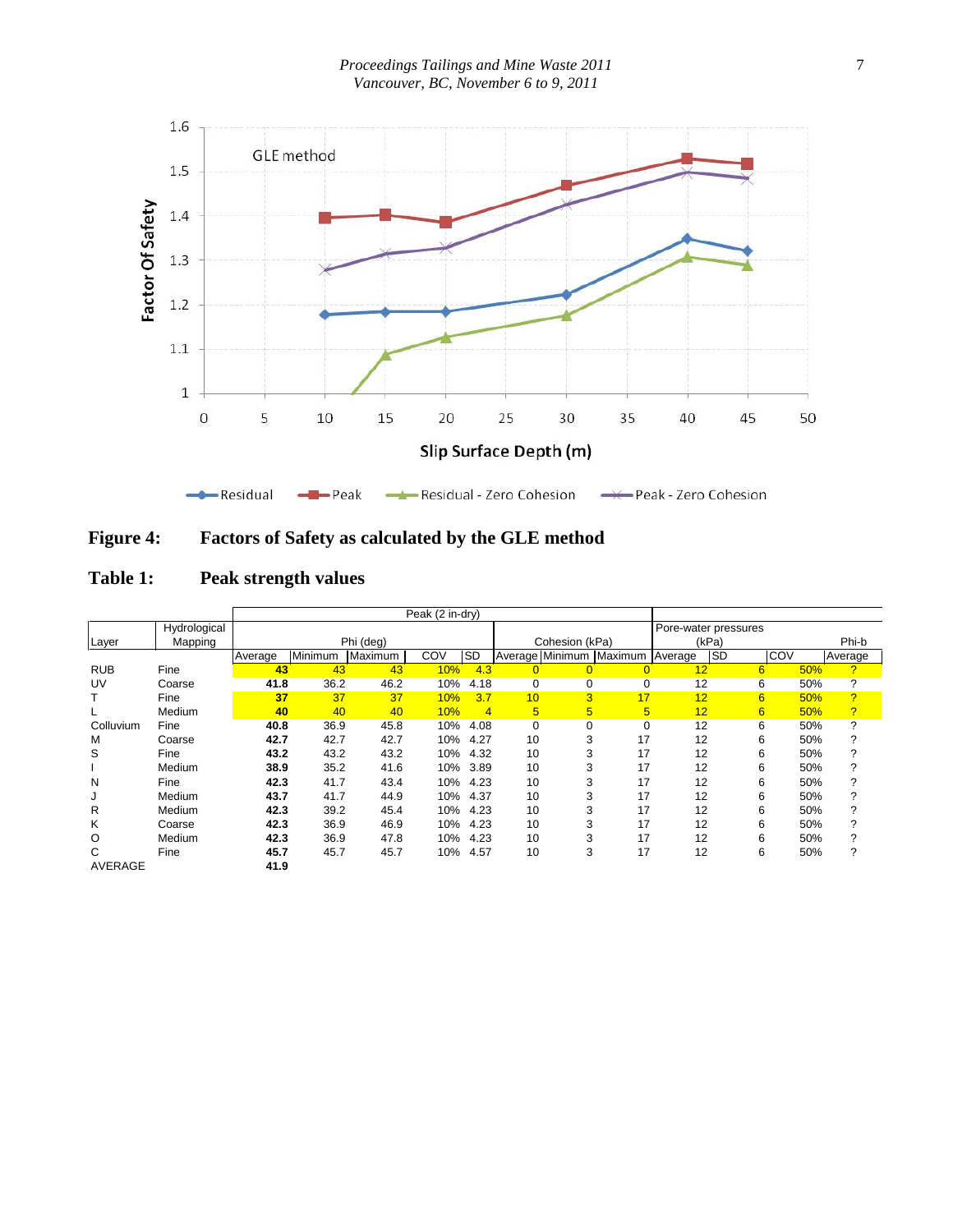**Figure 4: Factors of Safety as calculated by the GLE method**

**Table 1: Peak strength values**

| Layer | Hydrological Mapping | Peak (2 in-dry) | | | | | | | | Pore-water pressures (kPa) | | | Phi-b |
|---|---|---|---|---|---|---|---|---|---|---|---|---|---|
| | | Phi (deg) | | | | | Cohesion (kPa) | | | | | | |
| | | Average | Minimum | Maximum | COV | SD | Average | Minimum | Maximum | Average | SD | COV | Average |
| RUB | Fine | **43** | 43 | 43 | 10% | 4.3 | 0 | 0 | 0 | 12 | 6 | 50% | ? |
| UV | Coarse | **41.8** | 36.2 | 46.2 | 10% | 4.18 | 0 | 0 | 0 | 12 | 6 | 50% | ? |
| T | Fine | **37** | 37 | 37 | 10% | 3.7 | 10 | 3 | 17 | 12 | 6 | 50% | ? |
| L | Medium | **40** | 40 | 40 | 10% | 4 | 5 | 5 | 5 | 12 | 6 | 50% | ? |
| Colluvium | Fine | **40.8** | 36.9 | 45.8 | 10% | 4.08 | 0 | 0 | 0 | 12 | 6 | 50% | ? |
| M | Coarse | **42.7** | 42.7 | 42.7 | 10% | 4.27 | 10 | 3 | 17 | 12 | 6 | 50% | ? |
| S | Fine | **43.2** | 43.2 | 43.2 | 10% | 4.32 | 10 | 3 | 17 | 12 | 6 | 50% | ? |
| I | Medium | **38.9** | 35.2 | 41.6 | 10% | 3.89 | 10 | 3 | 17 | 12 | 6 | 50% | ? |
| N | Fine | **42.3** | 41.7 | 43.4 | 10% | 4.23 | 10 | 3 | 17 | 12 | 6 | 50% | ? |
| J | Medium | **43.7** | 41.7 | 44.9 | 10% | 4.37 | 10 | 3 | 17 | 12 | 6 | 50% | ? |
| R | Medium | **42.3** | 39.2 | 45.4 | 10% | 4.23 | 10 | 3 | 17 | 12 | 6 | 50% | ? |
| K | Coarse | **42.3** | 36.9 | 46.9 | 10% | 4.23 | 10 | 3 | 17 | 12 | 6 | 50% | ? |
| O | Medium | **42.3** | 36.9 | 47.8 | 10% | 4.23 | 10 | 3 | 17 | 12 | 6 | 50% | ? |
| C | Fine | **45.7** | 45.7 | 45.7 | 10% | 4.57 | 10 | 3 | 17 | 12 | 6 | 50% | ? |
| AVERAGE | | **41.9** | | | | | | | | | | | |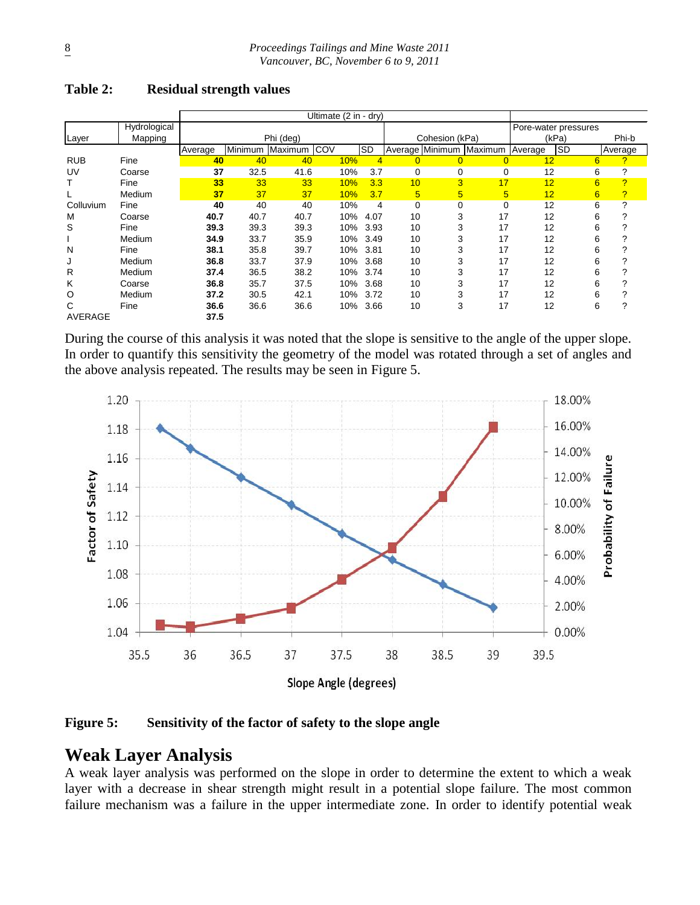**Table 2: Residual strength values**

| | | Ultimate (2 in - dry) | | | | | | | | Pore-water pressures (kPa) | | Phi-b |
|---|---|---|---|---|---|---|---|---|---|---|---|---|
| Layer | Hydrological Mapping | Phi (deg) | | | | | Cohesion (kPa) | | | | | |
| | | Average | Minimum | Maximum | COV | SD | Average | Minimum | Maximum | Average | SD | Average |
| RUB | Fine | **40** | 40 | 40 | 10% | 4 | 0 | 0 | 0 | 12 | 6 | ? |
| UV | Coarse | **37** | 32.5 | 41.6 | 10% | 3.7 | 0 | 0 | 0 | 12 | 6 | ? |
| T | Fine | **33** | 33 | 33 | 10% | 3.3 | 10 | 3 | 17 | 12 | 6 | ? |
| L | Medium | **37** | 37 | 37 | 10% | 3.7 | 5 | 5 | 5 | 12 | 6 | ? |
| Colluvium | Fine | **40** | 40 | 40 | 10% | 4 | 0 | 0 | 0 | 12 | 6 | ? |
| M | Coarse | **40.7** | 40.7 | 40.7 | 10% | 4.07 | 10 | 3 | 17 | 12 | 6 | ? |
| S | Fine | **39.3** | 39.3 | 39.3 | 10% | 3.93 | 10 | 3 | 17 | 12 | 6 | ? |
| I | Medium | **34.9** | 33.7 | 35.9 | 10% | 3.49 | 10 | 3 | 17 | 12 | 6 | ? |
| N | Fine | **38.1** | 35.8 | 39.7 | 10% | 3.81 | 10 | 3 | 17 | 12 | 6 | ? |
| J | Medium | **36.8** | 33.7 | 37.9 | 10% | 3.68 | 10 | 3 | 17 | 12 | 6 | ? |
| R | Medium | **37.4** | 36.5 | 38.2 | 10% | 3.74 | 10 | 3 | 17 | 12 | 6 | ? |
| K | Coarse | **36.8** | 35.7 | 37.5 | 10% | 3.68 | 10 | 3 | 17 | 12 | 6 | ? |
| O | Medium | **37.2** | 30.5 | 42.1 | 10% | 3.72 | 10 | 3 | 17 | 12 | 6 | ? |
| C | Fine | **36.6** | 36.6 | 36.6 | 10% | 3.66 | 10 | 3 | 17 | 12 | 6 | ? |
| AVERAGE | | **37.5** | | | | | | | | | | |

During the course of this analysis it was noted that the slope is sensitive to the angle of the upper slope. In order to quantify this sensitivity the geometry of the model was rotated through a set of angles and the above analysis repeated. The results may be seen in Figure 5.

**Figure 5: Sensitivity of the factor of safety to the slope angle**

## Weak Layer Analysis

A weak layer analysis was performed on the slope in order to determine the extent to which a weak layer with a decrease in shear strength might result in a potential slope failure. The most common failure mechanism was a failure in the upper intermediate zone. In order to identify potential weak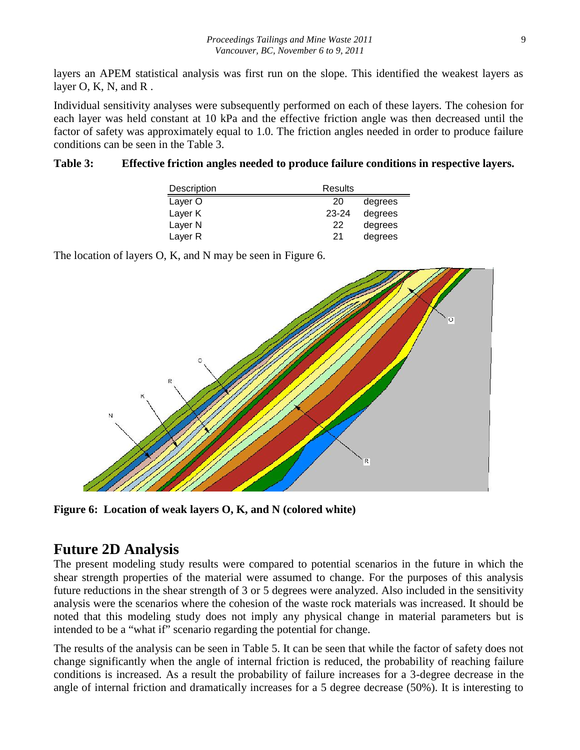layers an APEM statistical analysis was first run on the slope. This identified the weakest layers as layer O, K, N, and R .

Individual sensitivity analyses were subsequently performed on each of these layers. The cohesion for each layer was held constant at 10 kPa and the effective friction angle was then decreased until the factor of safety was approximately equal to 1.0. The friction angles needed in order to produce failure conditions can be seen in the Table 3.

**Table 3: Effective friction angles needed to produce failure conditions in respective layers.**

| Description | Results | |
|---|---|---|
| Layer O | 20 | degrees |
| Layer K | 23-24 | degrees |
| Layer N | 22 | degrees |
| Layer R | 21 | degrees |

The location of layers O, K, and N may be seen in Figure 6.

**Figure 6: Location of weak layers O, K, and N (colored white)**

## Future 2D Analysis

The present modeling study results were compared to potential scenarios in the future in which the shear strength properties of the material were assumed to change. For the purposes of this analysis future reductions in the shear strength of 3 or 5 degrees were analyzed. Also included in the sensitivity analysis were the scenarios where the cohesion of the waste rock materials was increased. It should be noted that this modeling study does not imply any physical change in material parameters but is intended to be a "what if" scenario regarding the potential for change.

The results of the analysis can be seen in Table 5. It can be seen that while the factor of safety does not change significantly when the angle of internal friction is reduced, the probability of reaching failure conditions is increased. As a result the probability of failure increases for a 3-degree decrease in the angle of internal friction and dramatically increases for a 5 degree decrease (50%). It is interesting to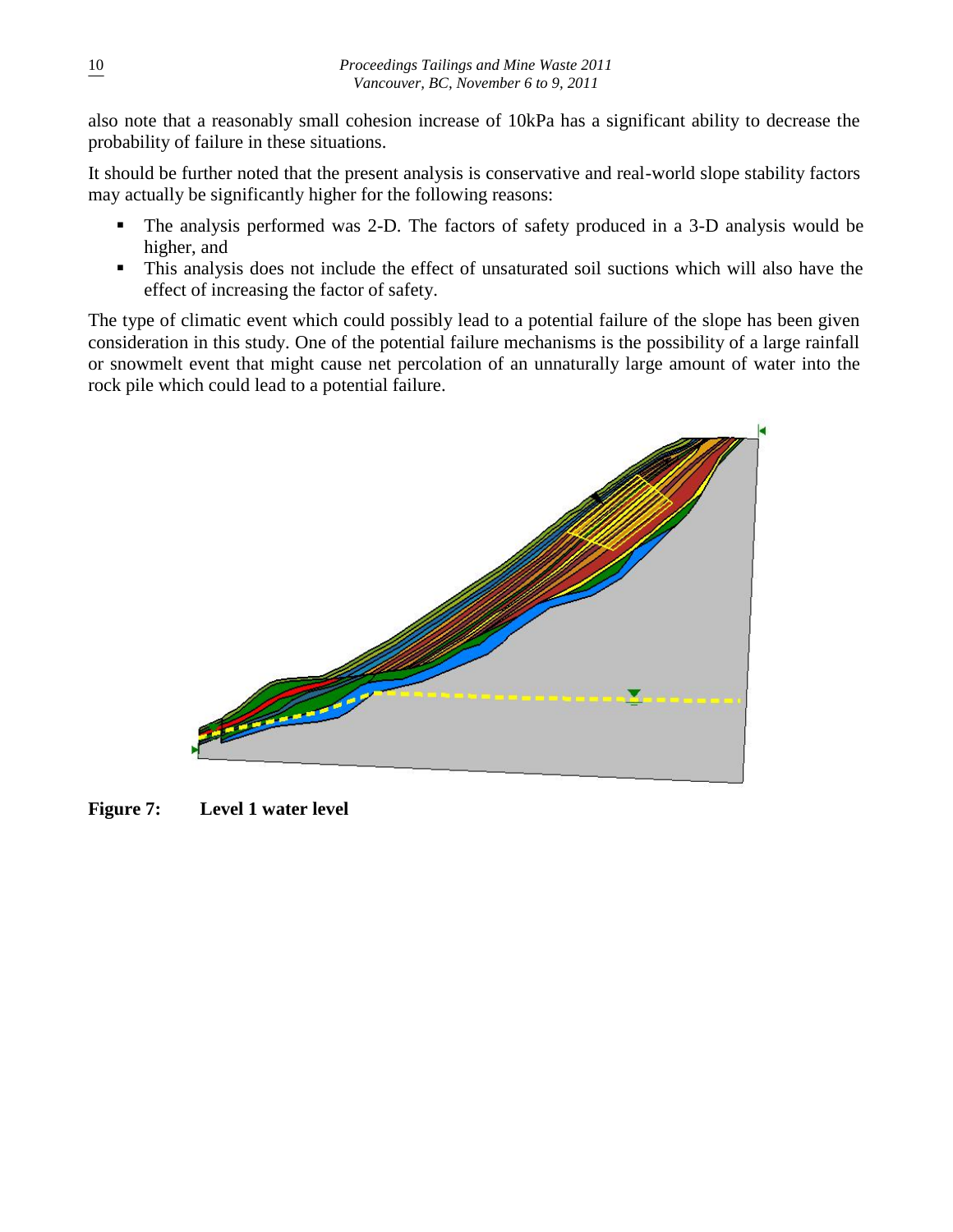also note that a reasonably small cohesion increase of 10kPa has a significant ability to decrease the probability of failure in these situations.

It should be further noted that the present analysis is conservative and real-world slope stability factors may actually be significantly higher for the following reasons:

- The analysis performed was 2-D. The factors of safety produced in a 3-D analysis would be higher, and
- This analysis does not include the effect of unsaturated soil suctions which will also have the effect of increasing the factor of safety.

The type of climatic event which could possibly lead to a potential failure of the slope has been given consideration in this study. One of the potential failure mechanisms is the possibility of a large rainfall or snowmelt event that might cause net percolation of an unnaturally large amount of water into the rock pile which could lead to a potential failure.

**Figure 7: Level 1 water level**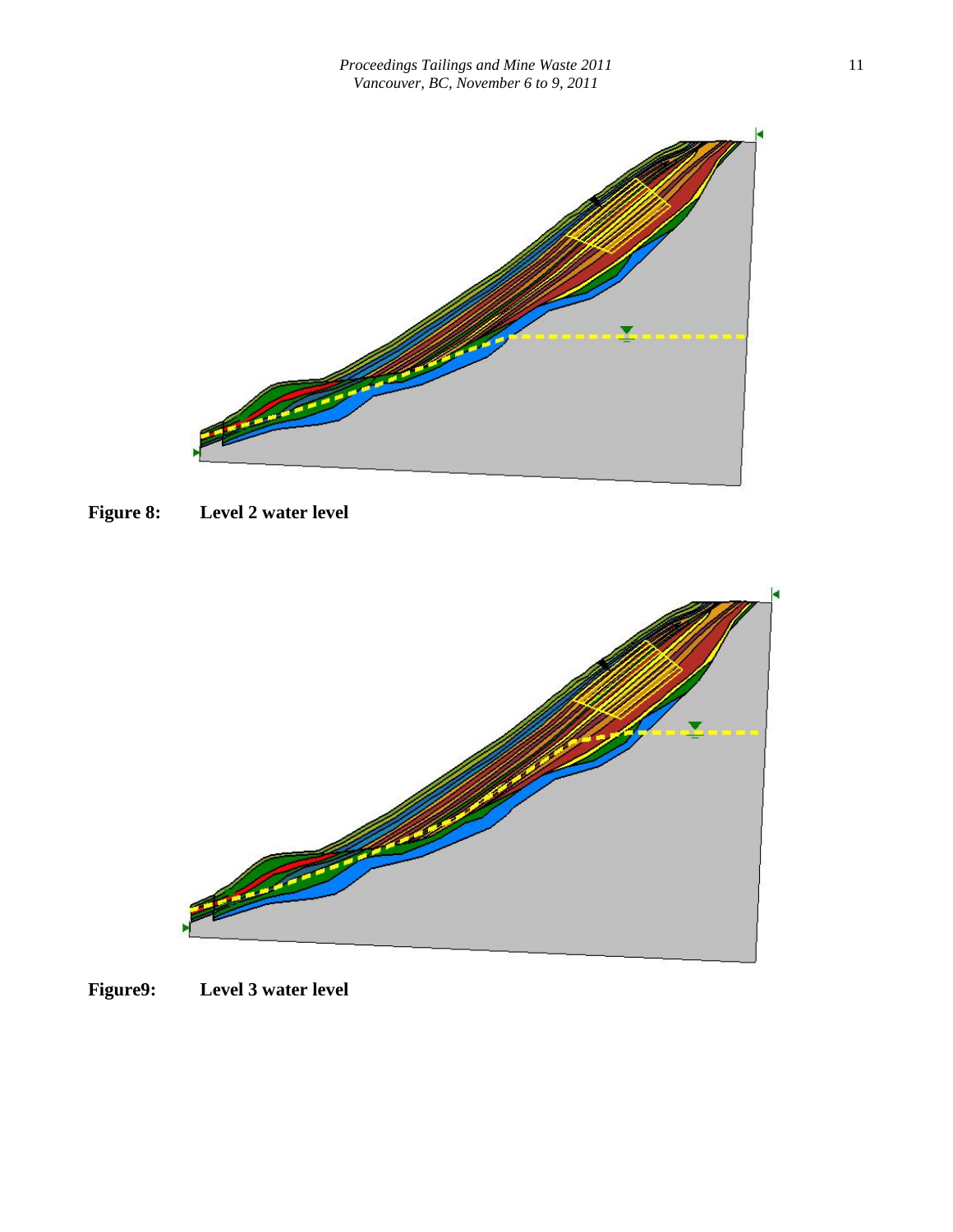**Figure 8: Level 2 water level**

**Figure9: Level 3 water level**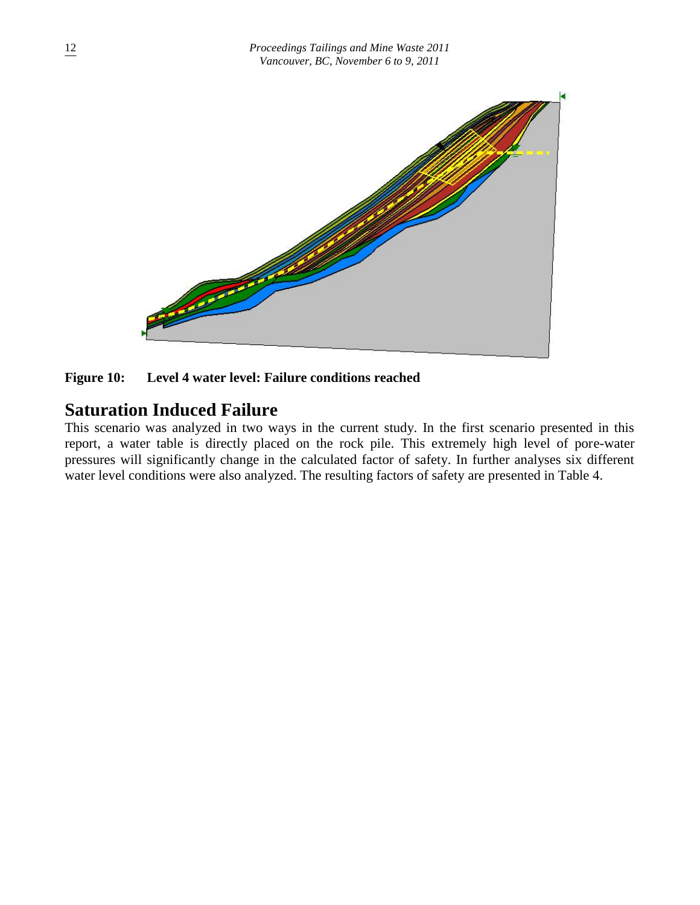**Figure 10: Level 4 water level: Failure conditions reached**

## Saturation Induced Failure

This scenario was analyzed in two ways in the current study. In the first scenario presented in this report, a water table is directly placed on the rock pile. This extremely high level of pore-water pressures will significantly change in the calculated factor of safety. In further analyses six different water level conditions were also analyzed. The resulting factors of safety are presented in Table 4.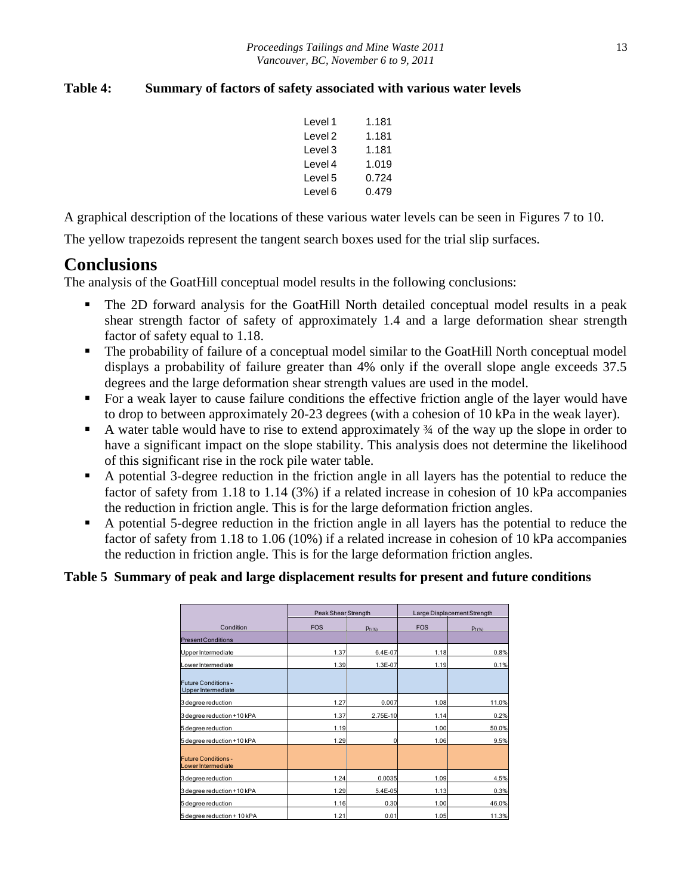**Table 4: Summary of factors of safety associated with various water levels**

| | |
|---|---|
| Level 1 | 1.181 |
| Level 2 | 1.181 |
| Level 3 | 1.181 |
| Level 4 | 1.019 |
| Level 5 | 0.724 |
| Level 6 | 0.479 |

A graphical description of the locations of these various water levels can be seen in Figures 7 to 10.

The yellow trapezoids represent the tangent search boxes used for the trial slip surfaces.

# Conclusions

The analysis of the GoatHill conceptual model results in the following conclusions:

- The 2D forward analysis for the GoatHill North detailed conceptual model results in a peak shear strength factor of safety of approximately 1.4 and a large deformation shear strength factor of safety equal to 1.18.
- The probability of failure of a conceptual model similar to the GoatHill North conceptual model displays a probability of failure greater than 4% only if the overall slope angle exceeds 37.5 degrees and the large deformation shear strength values are used in the model.
- For a weak layer to cause failure conditions the effective friction angle of the layer would have to drop to between approximately 20-23 degrees (with a cohesion of 10 kPa in the weak layer).
- A water table would have to rise to extend approximately ¾ of the way up the slope in order to have a significant impact on the slope stability. This analysis does not determine the likelihood of this significant rise in the rock pile water table.
- A potential 3-degree reduction in the friction angle in all layers has the potential to reduce the factor of safety from 1.18 to 1.14 (3%) if a related increase in cohesion of 10 kPa accompanies the reduction in friction angle. This is for the large deformation friction angles.
- A potential 5-degree reduction in the friction angle in all layers has the potential to reduce the factor of safety from 1.18 to 1.06 (10%) if a related increase in cohesion of 10 kPa accompanies the reduction in friction angle. This is for the large deformation friction angles.

**Table 5 Summary of peak and large displacement results for present and future conditions**

| | Peak Shear Strength | | Large Displacement Strength | |
|---|---|---|---|---|
| Condition | FOS | $p_{f(\%)}$ | FOS | $p_{f(\%)}$ |
| Present Conditions | | | | |
| Upper Intermediate | 1.37 | 6.4E-07 | 1.18 | 0.8% |
| Lower Intermediate | 1.39 | 1.3E-07 | 1.19 | 0.1% |
| Future Conditions - Upper Intermediate | | | | |
| 3 degree reduction | 1.27 | 0.007 | 1.08 | 11.0% |
| 3 degree reduction +10 kPA | 1.37 | 2.75E-10 | 1.14 | 0.2% |
| 5 degree reduction | 1.19 | | 1.00 | 50.0% |
| 5 degree reduction +10 kPA | 1.29 | 0 | 1.06 | 9.5% |
| Future Conditions - Lower Intermediate | | | | |
| 3 degree reduction | 1.24 | 0.0035 | 1.09 | 4.5% |
| 3 degree reduction +10 kPA | 1.29 | 5.4E-05 | 1.13 | 0.3% |
| 5 degree reduction | 1.16 | 0.30 | 1.00 | 46.0% |
| 5 degree reduction + 10 kPA | 1.21 | 0.01 | 1.05 | 11.3% |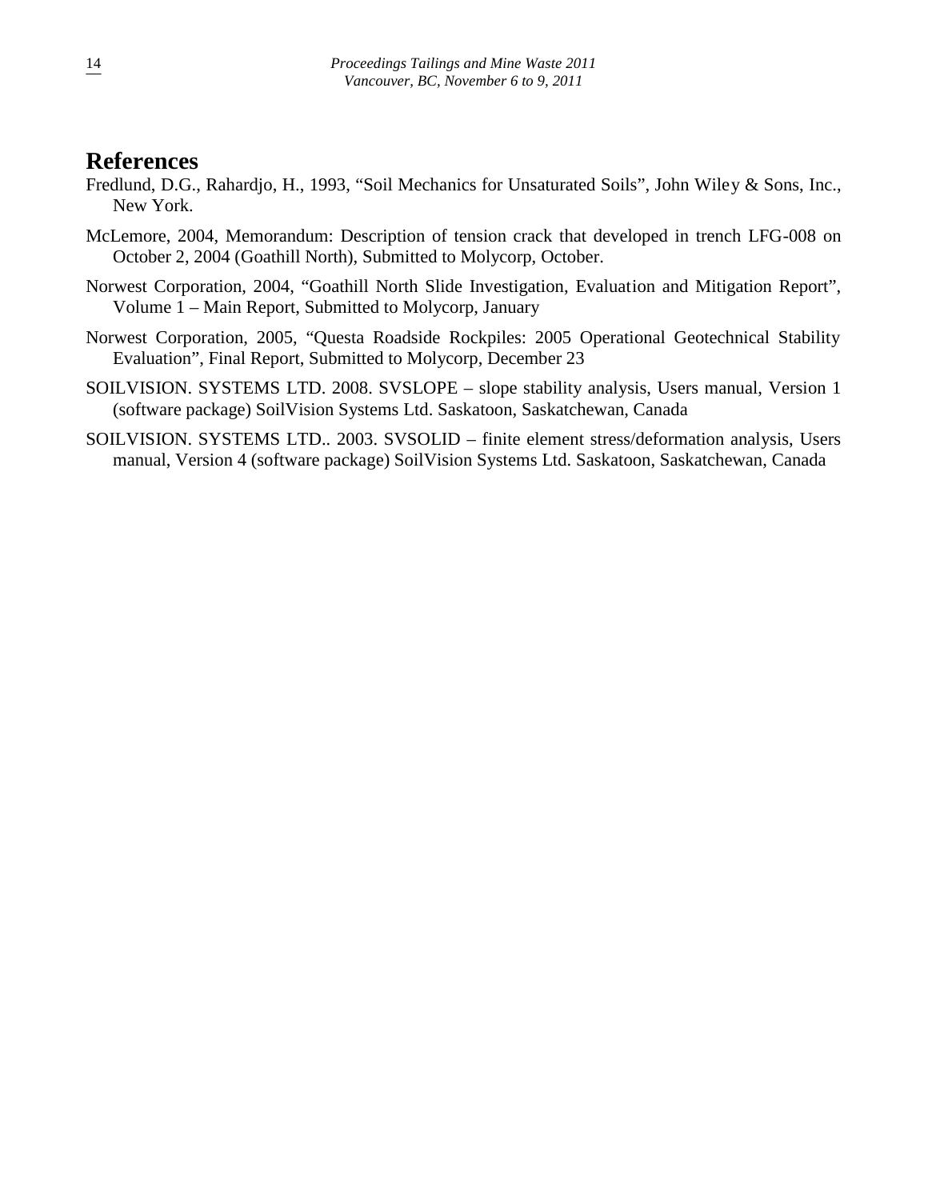# References

Fredlund, D.G., Rahardjo, H., 1993, "Soil Mechanics for Unsaturated Soils", John Wiley & Sons, Inc., New York.

McLemore, 2004, Memorandum: Description of tension crack that developed in trench LFG-008 on October 2, 2004 (Goathill North), Submitted to Molycorp, October.

Norwest Corporation, 2004, "Goathill North Slide Investigation, Evaluation and Mitigation Report", Volume 1 – Main Report, Submitted to Molycorp, January

Norwest Corporation, 2005, "Questa Roadside Rockpiles: 2005 Operational Geotechnical Stability Evaluation", Final Report, Submitted to Molycorp, December 23

SOILVISION. SYSTEMS LTD. 2008. SVSLOPE – slope stability analysis, Users manual, Version 1 (software package) SoilVision Systems Ltd. Saskatoon, Saskatchewan, Canada

SOILVISION. SYSTEMS LTD.. 2003. SVSOLID – finite element stress/deformation analysis, Users manual, Version 4 (software package) SoilVision Systems Ltd. Saskatoon, Saskatchewan, Canada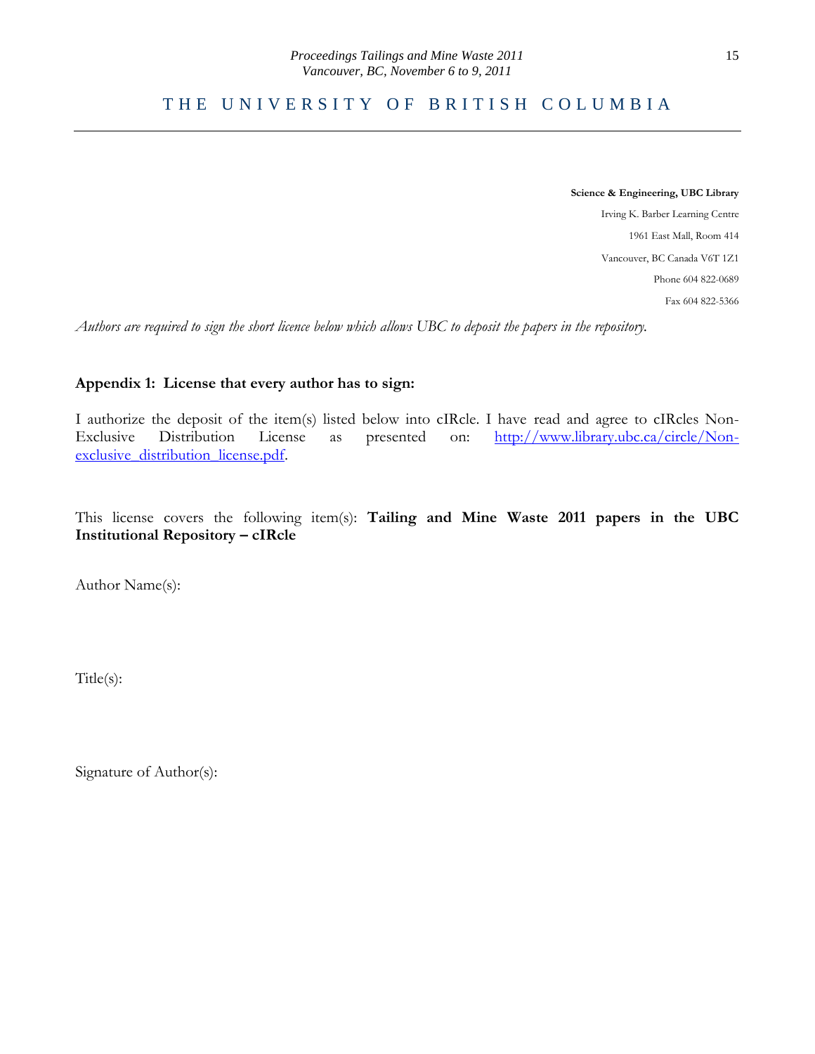THE UNIVERSITY OF BRITISH COLUMBIA

**Science & Engineering, UBC Library**

Irving K. Barber Learning Centre

1961 East Mall, Room 414

Vancouver, BC Canada V6T 1Z1

Phone 604 822-0689

Fax 604 822-5366

*Authors are required to sign the short licence below which allows UBC to deposit the papers in the repository.*

**Appendix 1: License that every author has to sign:**

I authorize the deposit of the item(s) listed below into cIRcle. I have read and agree to cIRcles Non-Exclusive Distribution License as presented on: http://www.library.ubc.ca/circle/Non-exclusive_distribution_license.pdf.

This license covers the following item(s): **Tailing and Mine Waste 2011 papers in the UBC Institutional Repository – cIRcle**

Author Name(s):

Title(s):

Signature of Author(s):